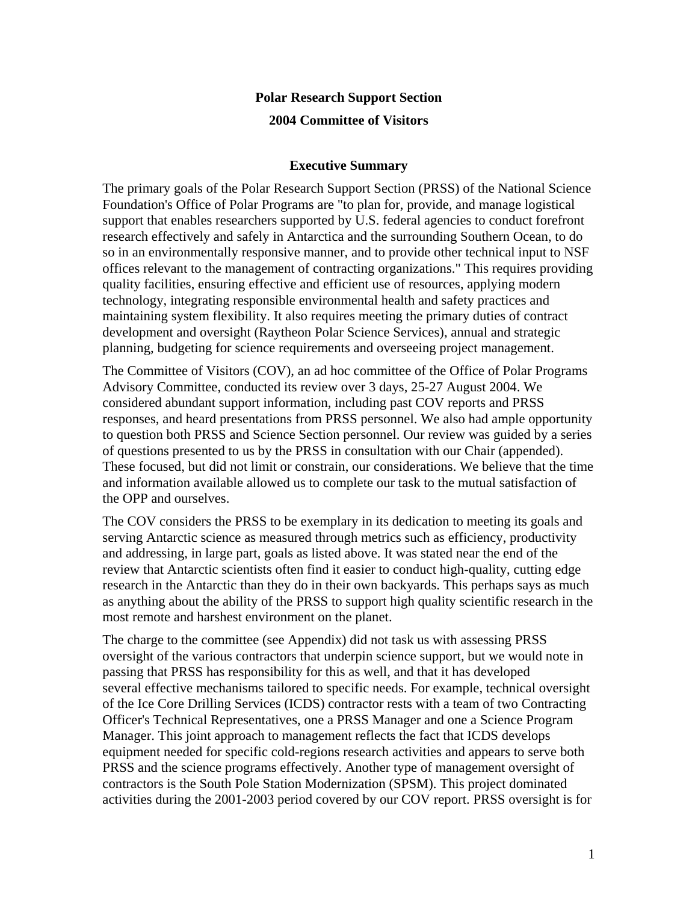# Polar Research Support Section

## 2004 Committee of Visitors

### Executive Summary

The primary goals of the Polar Research Support Section (PRSS) of the National Science Foundation's Office of Polar Programs are "to plan for, provide, and manage logistical support that enables researchers supported by U.S. federal agencies to conduct forefront research effectively and safely in Antarctica and the surrounding Southern Ocean, to do so in an environmentally responsive manner, and to provide other technical input to NSF offices relevant to the management of contracting organizations." This requires providing quality facilities, ensuring effective and efficient use of resources, applying modern technology, integrating responsible environmental health and safety practices and maintaining system flexibility. It also requires meeting the primary duties of contract development and oversight (Raytheon Polar Science Services), annual and strategic planning, budgeting for science requirements and overseeing project management.

The Committee of Visitors (COV), an ad hoc committee of the Office of Polar Programs Advisory Committee, conducted its review over 3 days, 25-27 August 2004. We considered abundant support information, including past COV reports and PRSS responses, and heard presentations from PRSS personnel. We also had ample opportunity to question both PRSS and Science Section personnel. Our review was guided by a series of questions presented to us by the PRSS in consultation with our Chair (appended). These focused, but did not limit or constrain, our considerations. We believe that the time and information available allowed us to complete our task to the mutual satisfaction of the OPP and ourselves.

The COV considers the PRSS to be exemplary in its dedication to meeting its goals and serving Antarctic science as measured through metrics such as efficiency, productivity and addressing, in large part, goals as listed above. It was stated near the end of the review that Antarctic scientists often find it easier to conduct high-quality, cutting edge research in the Antarctic than they do in their own backyards. This perhaps says as much as anything about the ability of the PRSS to support high quality scientific research in the most remote and harshest environment on the planet.

The charge to the committee (see Appendix) did not task us with assessing PRSS oversight of the various contractors that underpin science support, but we would note in passing that PRSS has responsibility for this as well, and that it has developed several effective mechanisms tailored to specific needs. For example, technical oversight of the Ice Core Drilling Services (ICDS) contractor rests with a team of two Contracting Officer's Technical Representatives, one a PRSS Manager and one a Science Program Manager. This joint approach to management reflects the fact that ICDS develops equipment needed for specific cold-regions research activities and appears to serve both PRSS and the science programs effectively. Another type of management oversight of contractors is the South Pole Station Modernization (SPSM). This project dominated activities during the 2001-2003 period covered by our COV report. PRSS oversight is for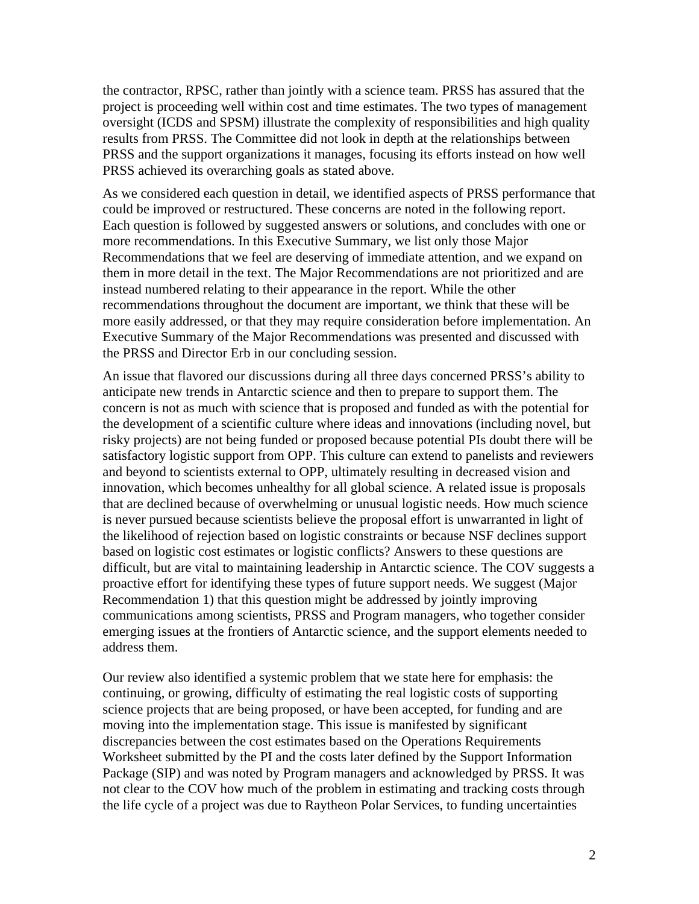the contractor, RPSC, rather than jointly with a science team. PRSS has assured that the project is proceeding well within cost and time estimates. The two types of management oversight (ICDS and SPSM) illustrate the complexity of responsibilities and high quality results from PRSS. The Committee did not look in depth at the relationships between PRSS and the support organizations it manages, focusing its efforts instead on how well PRSS achieved its overarching goals as stated above.

As we considered each question in detail, we identified aspects of PRSS performance that could be improved or restructured. These concerns are noted in the following report. Each question is followed by suggested answers or solutions, and concludes with one or more recommendations. In this Executive Summary, we list only those Major Recommendations that we feel are deserving of immediate attention, and we expand on them in more detail in the text. The Major Recommendations are not prioritized and are instead numbered relating to their appearance in the report. While the other recommendations throughout the document are important, we think that these will be more easily addressed, or that they may require consideration before implementation. An Executive Summary of the Major Recommendations was presented and discussed with the PRSS and Director Erb in our concluding session.

An issue that flavored our discussions during all three days concerned PRSS's ability to anticipate new trends in Antarctic science and then to prepare to support them. The concern is not as much with science that is proposed and funded as with the potential for the development of a scientific culture where ideas and innovations (including novel, but risky projects) are not being funded or proposed because potential PIs doubt there will be satisfactory logistic support from OPP. This culture can extend to panelists and reviewers and beyond to scientists external to OPP, ultimately resulting in decreased vision and innovation, which becomes unhealthy for all global science. A related issue is proposals that are declined because of overwhelming or unusual logistic needs. How much science is never pursued because scientists believe the proposal effort is unwarranted in light of the likelihood of rejection based on logistic constraints or because NSF declines support based on logistic cost estimates or logistic conflicts? Answers to these questions are difficult, but are vital to maintaining leadership in Antarctic science. The COV suggests a proactive effort for identifying these types of future support needs. We suggest (Major Recommendation 1) that this question might be addressed by jointly improving communications among scientists, PRSS and Program managers, who together consider emerging issues at the frontiers of Antarctic science, and the support elements needed to address them.

Our review also identified a systemic problem that we state here for emphasis: the continuing, or growing, difficulty of estimating the real logistic costs of supporting science projects that are being proposed, or have been accepted, for funding and are moving into the implementation stage. This issue is manifested by significant discrepancies between the cost estimates based on the Operations Requirements Worksheet submitted by the PI and the costs later defined by the Support Information Package (SIP) and was noted by Program managers and acknowledged by PRSS. It was not clear to the COV how much of the problem in estimating and tracking costs through the life cycle of a project was due to Raytheon Polar Services, to funding uncertainties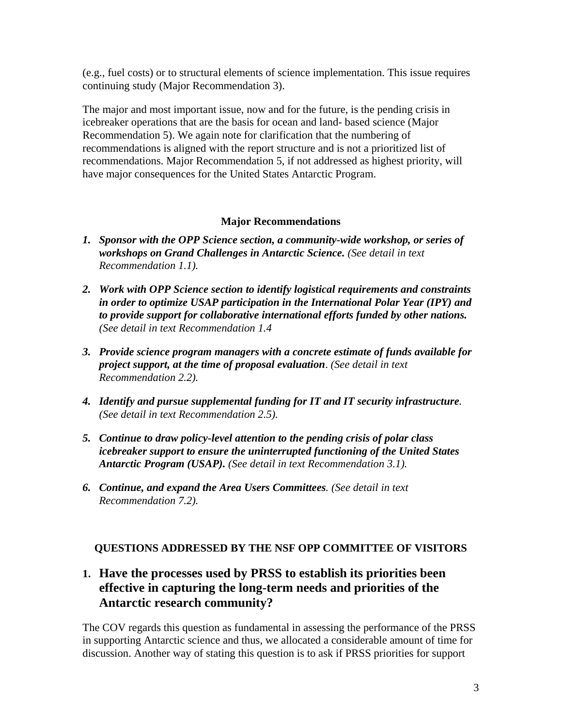(e.g., fuel costs) or to structural elements of science implementation. This issue requires continuing study (Major Recommendation 3).

The major and most important issue, now and for the future, is the pending crisis in icebreaker operations that are the basis for ocean and land- based science (Major Recommendation 5). We again note for clarification that the numbering of recommendations is aligned with the report structure and is not a prioritized list of recommendations. Major Recommendation 5, if not addressed as highest priority, will have major consequences for the United States Antarctic Program.

### Major Recommendations

1. ***Sponsor with the OPP Science section, a community-wide workshop, or series of workshops on Grand Challenges in Antarctic Science.*** *(See detail in text Recommendation 1.1).*

2. ***Work with OPP Science section to identify logistical requirements and constraints in order to optimize USAP participation in the International Polar Year (IPY) and to provide support for collaborative international efforts funded by other nations.*** *(See detail in text Recommendation 1.4*

3. ***Provide science program managers with a concrete estimate of funds available for project support, at the time of proposal evaluation***. *(See detail in text Recommendation 2.2).*

4. ***Identify and pursue supplemental funding for IT and IT security infrastructure***. *(See detail in text Recommendation 2.5).*

5. ***Continue to draw policy-level attention to the pending crisis of polar class icebreaker support to ensure the uninterrupted functioning of the United States Antarctic Program (USAP).*** *(See detail in text Recommendation 3.1).*

6. ***Continue, and expand the Area Users Committees***. *(See detail in text Recommendation 7.2).*

### QUESTIONS ADDRESSED BY THE NSF OPP COMMITTEE OF VISITORS

## 1. Have the processes used by PRSS to establish its priorities been effective in capturing the long-term needs and priorities of the Antarctic research community?

The COV regards this question as fundamental in assessing the performance of the PRSS in supporting Antarctic science and thus, we allocated a considerable amount of time for discussion. Another way of stating this question is to ask if PRSS priorities for support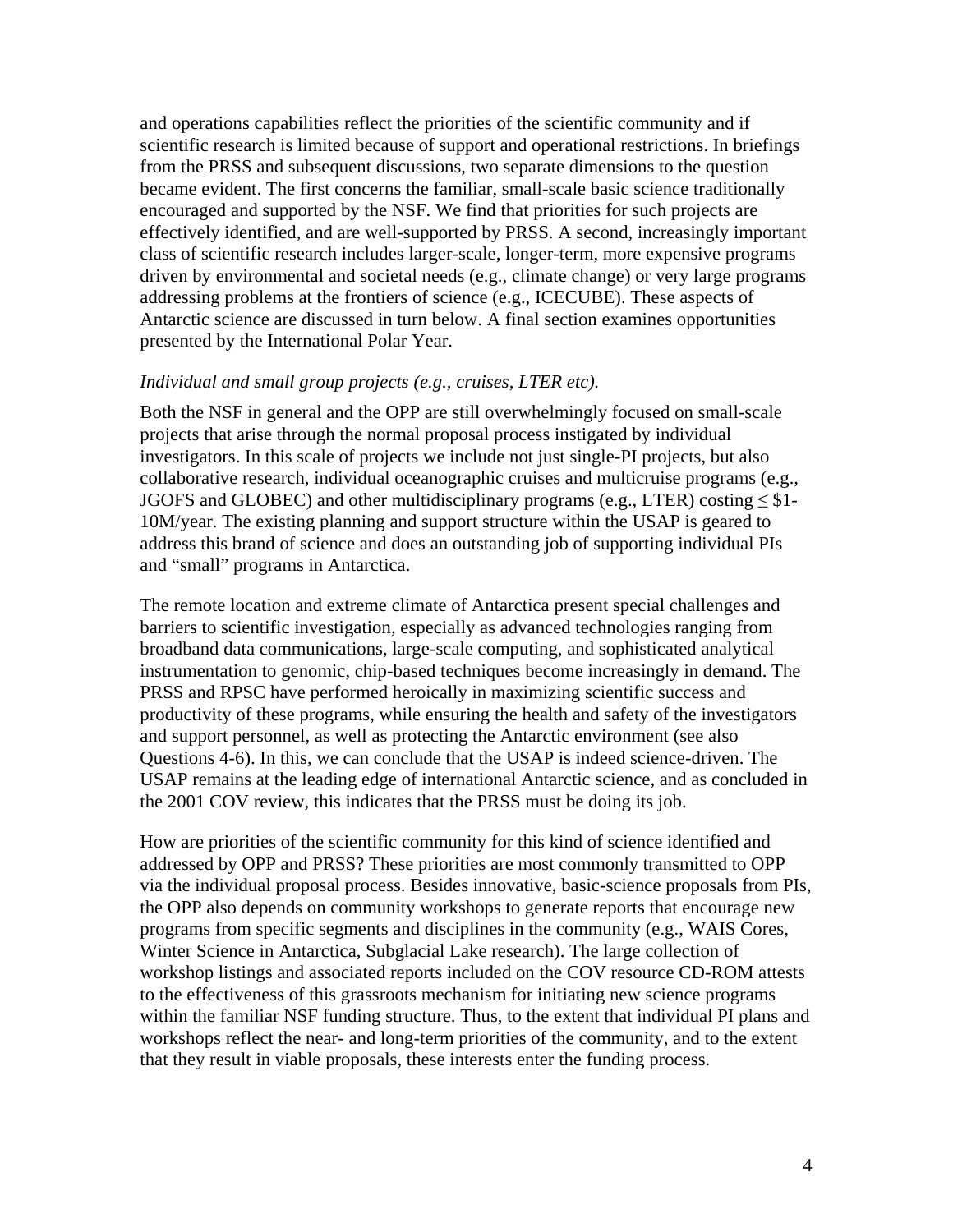and operations capabilities reflect the priorities of the scientific community and if scientific research is limited because of support and operational restrictions. In briefings from the PRSS and subsequent discussions, two separate dimensions to the question became evident. The first concerns the familiar, small-scale basic science traditionally encouraged and supported by the NSF. We find that priorities for such projects are effectively identified, and are well-supported by PRSS. A second, increasingly important class of scientific research includes larger-scale, longer-term, more expensive programs driven by environmental and societal needs (e.g., climate change) or very large programs addressing problems at the frontiers of science (e.g., ICECUBE). These aspects of Antarctic science are discussed in turn below. A final section examines opportunities presented by the International Polar Year.

*Individual and small group projects (e.g., cruises, LTER etc).*

Both the NSF in general and the OPP are still overwhelmingly focused on small-scale projects that arise through the normal proposal process instigated by individual investigators. In this scale of projects we include not just single-PI projects, but also collaborative research, individual oceanographic cruises and multicruise programs (e.g., JGOFS and GLOBEC) and other multidisciplinary programs (e.g., LTER) costing ≤ $1-10M/year. The existing planning and support structure within the USAP is geared to address this brand of science and does an outstanding job of supporting individual PIs and "small" programs in Antarctica.

The remote location and extreme climate of Antarctica present special challenges and barriers to scientific investigation, especially as advanced technologies ranging from broadband data communications, large-scale computing, and sophisticated analytical instrumentation to genomic, chip-based techniques become increasingly in demand. The PRSS and RPSC have performed heroically in maximizing scientific success and productivity of these programs, while ensuring the health and safety of the investigators and support personnel, as well as protecting the Antarctic environment (see also Questions 4-6). In this, we can conclude that the USAP is indeed science-driven. The USAP remains at the leading edge of international Antarctic science, and as concluded in the 2001 COV review, this indicates that the PRSS must be doing its job.

How are priorities of the scientific community for this kind of science identified and addressed by OPP and PRSS? These priorities are most commonly transmitted to OPP via the individual proposal process. Besides innovative, basic-science proposals from PIs, the OPP also depends on community workshops to generate reports that encourage new programs from specific segments and disciplines in the community (e.g., WAIS Cores, Winter Science in Antarctica, Subglacial Lake research). The large collection of workshop listings and associated reports included on the COV resource CD-ROM attests to the effectiveness of this grassroots mechanism for initiating new science programs within the familiar NSF funding structure. Thus, to the extent that individual PI plans and workshops reflect the near- and long-term priorities of the community, and to the extent that they result in viable proposals, these interests enter the funding process.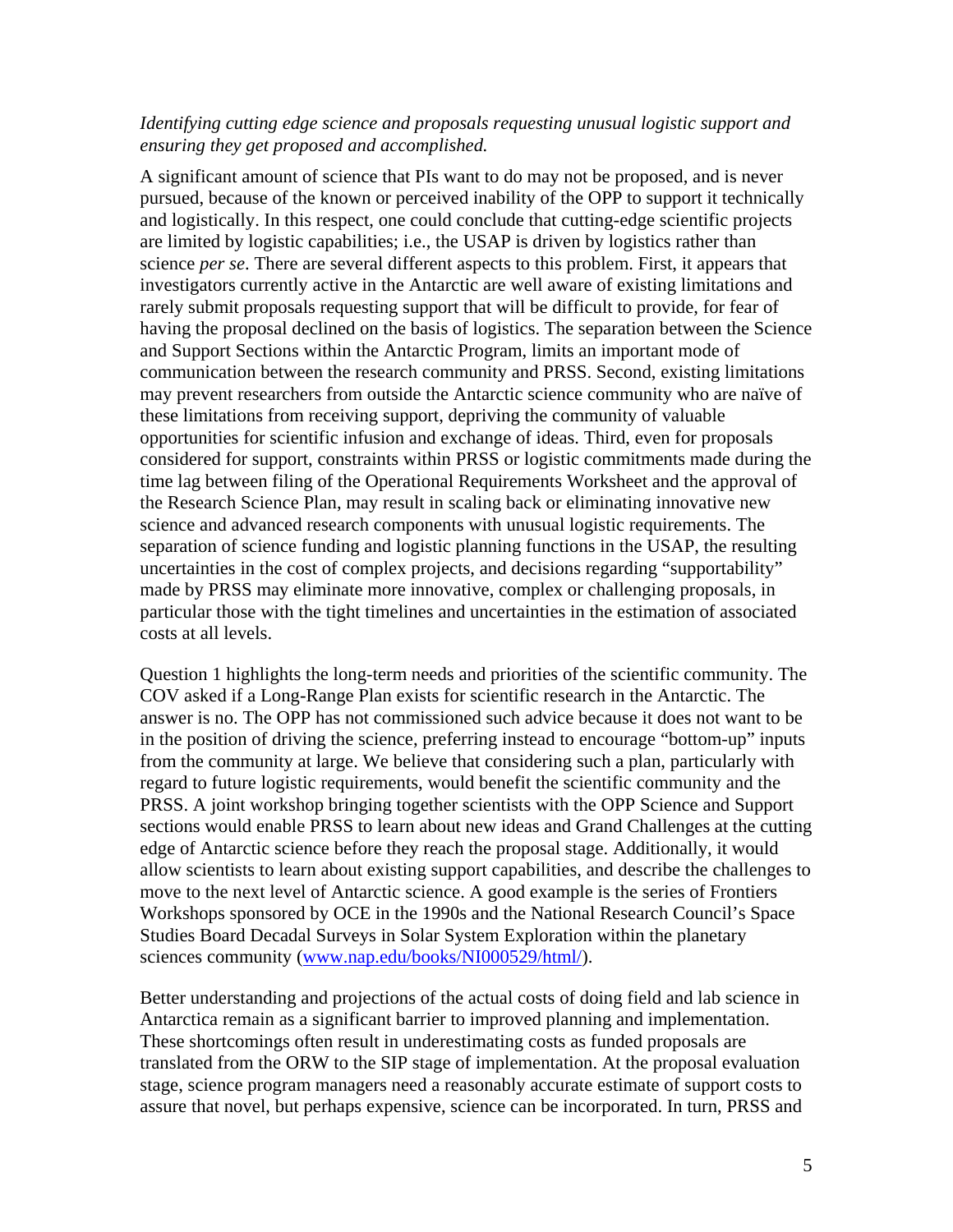*Identifying cutting edge science and proposals requesting unusual logistic support and ensuring they get proposed and accomplished.*

A significant amount of science that PIs want to do may not be proposed, and is never pursued, because of the known or perceived inability of the OPP to support it technically and logistically. In this respect, one could conclude that cutting-edge scientific projects are limited by logistic capabilities; i.e., the USAP is driven by logistics rather than science *per se*. There are several different aspects to this problem. First, it appears that investigators currently active in the Antarctic are well aware of existing limitations and rarely submit proposals requesting support that will be difficult to provide, for fear of having the proposal declined on the basis of logistics. The separation between the Science and Support Sections within the Antarctic Program, limits an important mode of communication between the research community and PRSS. Second, existing limitations may prevent researchers from outside the Antarctic science community who are naïve of these limitations from receiving support, depriving the community of valuable opportunities for scientific infusion and exchange of ideas. Third, even for proposals considered for support, constraints within PRSS or logistic commitments made during the time lag between filing of the Operational Requirements Worksheet and the approval of the Research Science Plan, may result in scaling back or eliminating innovative new science and advanced research components with unusual logistic requirements. The separation of science funding and logistic planning functions in the USAP, the resulting uncertainties in the cost of complex projects, and decisions regarding "supportability" made by PRSS may eliminate more innovative, complex or challenging proposals, in particular those with the tight timelines and uncertainties in the estimation of associated costs at all levels.

Question 1 highlights the long-term needs and priorities of the scientific community. The COV asked if a Long-Range Plan exists for scientific research in the Antarctic. The answer is no. The OPP has not commissioned such advice because it does not want to be in the position of driving the science, preferring instead to encourage "bottom-up" inputs from the community at large. We believe that considering such a plan, particularly with regard to future logistic requirements, would benefit the scientific community and the PRSS. A joint workshop bringing together scientists with the OPP Science and Support sections would enable PRSS to learn about new ideas and Grand Challenges at the cutting edge of Antarctic science before they reach the proposal stage. Additionally, it would allow scientists to learn about existing support capabilities, and describe the challenges to move to the next level of Antarctic science. A good example is the series of Frontiers Workshops sponsored by OCE in the 1990s and the National Research Council's Space Studies Board Decadal Surveys in Solar System Exploration within the planetary sciences community (www.nap.edu/books/NI000529/html/).

Better understanding and projections of the actual costs of doing field and lab science in Antarctica remain as a significant barrier to improved planning and implementation. These shortcomings often result in underestimating costs as funded proposals are translated from the ORW to the SIP stage of implementation. At the proposal evaluation stage, science program managers need a reasonably accurate estimate of support costs to assure that novel, but perhaps expensive, science can be incorporated. In turn, PRSS and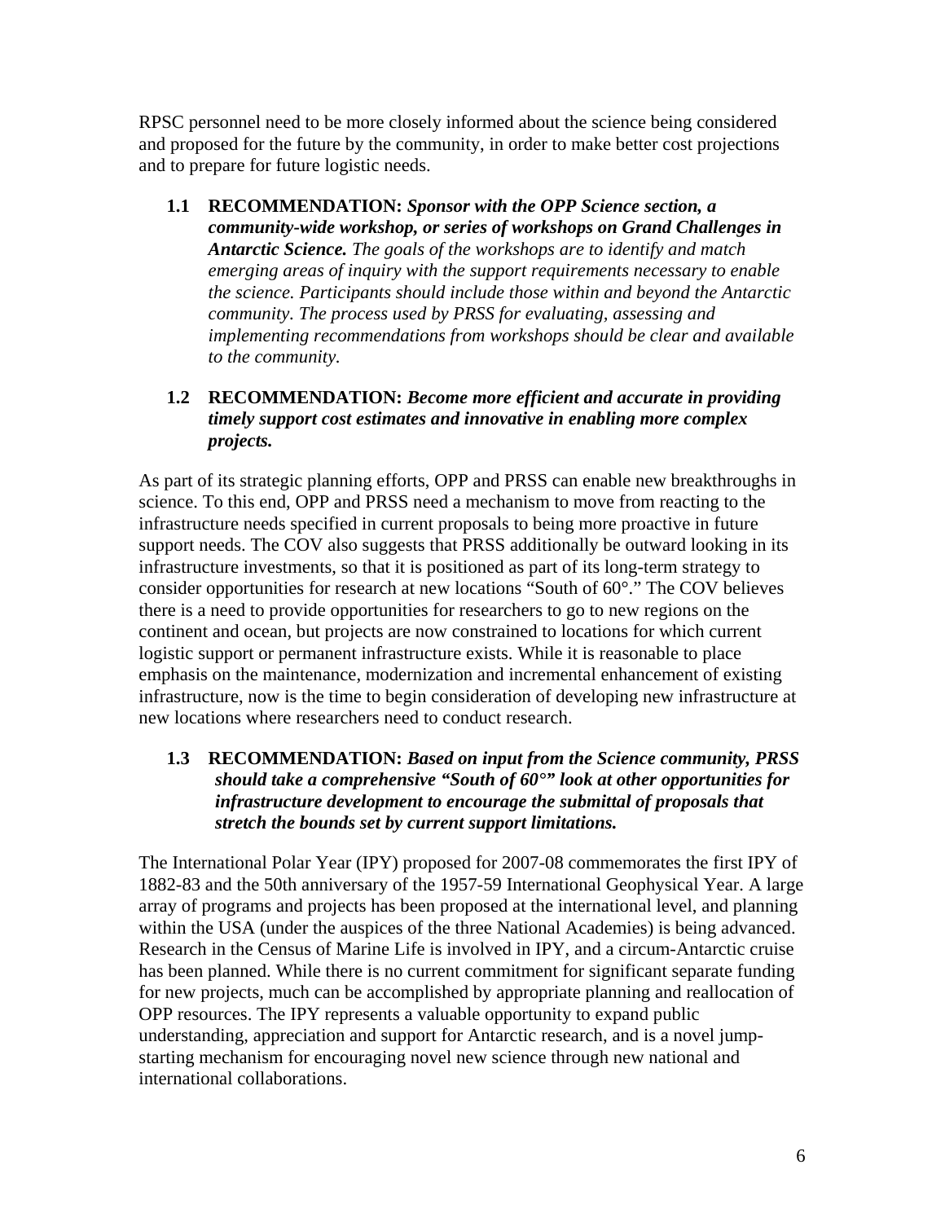RPSC personnel need to be more closely informed about the science being considered and proposed for the future by the community, in order to make better cost projections and to prepare for future logistic needs.

**1.1 RECOMMENDATION:** ***Sponsor with the OPP Science section, a community-wide workshop, or series of workshops on Grand Challenges in Antarctic Science.*** *The goals of the workshops are to identify and match emerging areas of inquiry with the support requirements necessary to enable the science. Participants should include those within and beyond the Antarctic community. The process used by PRSS for evaluating, assessing and implementing recommendations from workshops should be clear and available to the community.*

**1.2 RECOMMENDATION:** ***Become more efficient and accurate in providing timely support cost estimates and innovative in enabling more complex projects.***

As part of its strategic planning efforts, OPP and PRSS can enable new breakthroughs in science. To this end, OPP and PRSS need a mechanism to move from reacting to the infrastructure needs specified in current proposals to being more proactive in future support needs. The COV also suggests that PRSS additionally be outward looking in its infrastructure investments, so that it is positioned as part of its long-term strategy to consider opportunities for research at new locations "South of 60°." The COV believes there is a need to provide opportunities for researchers to go to new regions on the continent and ocean, but projects are now constrained to locations for which current logistic support or permanent infrastructure exists. While it is reasonable to place emphasis on the maintenance, modernization and incremental enhancement of existing infrastructure, now is the time to begin consideration of developing new infrastructure at new locations where researchers need to conduct research.

**1.3 RECOMMENDATION:** ***Based on input from the Science community, PRSS should take a comprehensive "South of 60°" look at other opportunities for infrastructure development to encourage the submittal of proposals that stretch the bounds set by current support limitations.***

The International Polar Year (IPY) proposed for 2007-08 commemorates the first IPY of 1882-83 and the 50th anniversary of the 1957-59 International Geophysical Year. A large array of programs and projects has been proposed at the international level, and planning within the USA (under the auspices of the three National Academies) is being advanced. Research in the Census of Marine Life is involved in IPY, and a circum-Antarctic cruise has been planned. While there is no current commitment for significant separate funding for new projects, much can be accomplished by appropriate planning and reallocation of OPP resources. The IPY represents a valuable opportunity to expand public understanding, appreciation and support for Antarctic research, and is a novel jump-starting mechanism for encouraging novel new science through new national and international collaborations.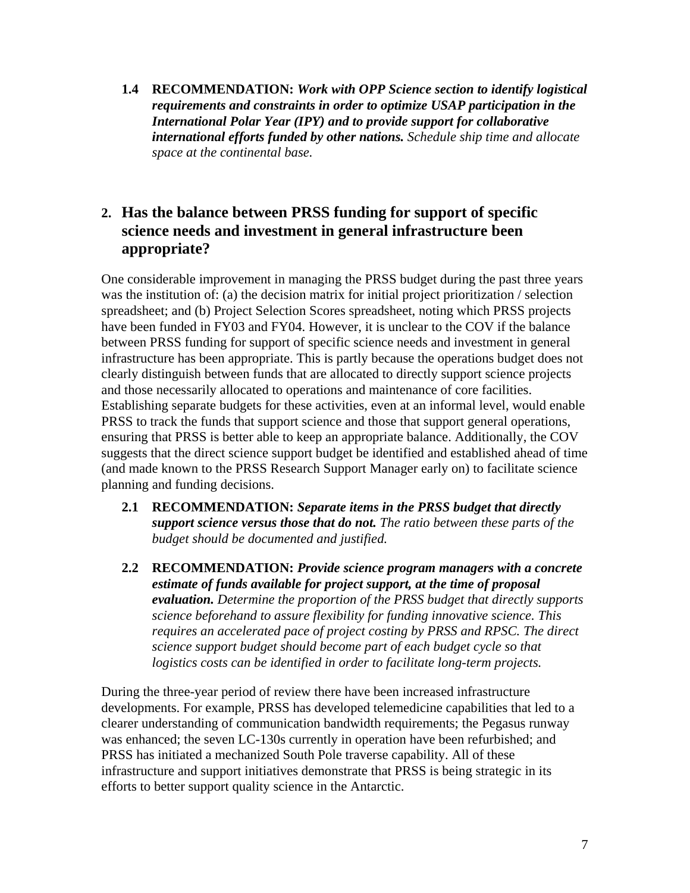**1.4 RECOMMENDATION:** ***Work with OPP Science section to identify logistical requirements and constraints in order to optimize USAP participation in the International Polar Year (IPY) and to provide support for collaborative international efforts funded by other nations.*** *Schedule ship time and allocate space at the continental base.*

## 2. Has the balance between PRSS funding for support of specific science needs and investment in general infrastructure been appropriate?

One considerable improvement in managing the PRSS budget during the past three years was the institution of: (a) the decision matrix for initial project prioritization / selection spreadsheet; and (b) Project Selection Scores spreadsheet, noting which PRSS projects have been funded in FY03 and FY04. However, it is unclear to the COV if the balance between PRSS funding for support of specific science needs and investment in general infrastructure has been appropriate. This is partly because the operations budget does not clearly distinguish between funds that are allocated to directly support science projects and those necessarily allocated to operations and maintenance of core facilities. Establishing separate budgets for these activities, even at an informal level, would enable PRSS to track the funds that support science and those that support general operations, ensuring that PRSS is better able to keep an appropriate balance. Additionally, the COV suggests that the direct science support budget be identified and established ahead of time (and made known to the PRSS Research Support Manager early on) to facilitate science planning and funding decisions.

**2.1 RECOMMENDATION:** ***Separate items in the PRSS budget that directly support science versus those that do not.*** *The ratio between these parts of the budget should be documented and justified.*

**2.2 RECOMMENDATION:** ***Provide science program managers with a concrete estimate of funds available for project support, at the time of proposal evaluation.*** *Determine the proportion of the PRSS budget that directly supports science beforehand to assure flexibility for funding innovative science. This requires an accelerated pace of project costing by PRSS and RPSC. The direct science support budget should become part of each budget cycle so that logistics costs can be identified in order to facilitate long-term projects.*

During the three-year period of review there have been increased infrastructure developments. For example, PRSS has developed telemedicine capabilities that led to a clearer understanding of communication bandwidth requirements; the Pegasus runway was enhanced; the seven LC-130s currently in operation have been refurbished; and PRSS has initiated a mechanized South Pole traverse capability. All of these infrastructure and support initiatives demonstrate that PRSS is being strategic in its efforts to better support quality science in the Antarctic.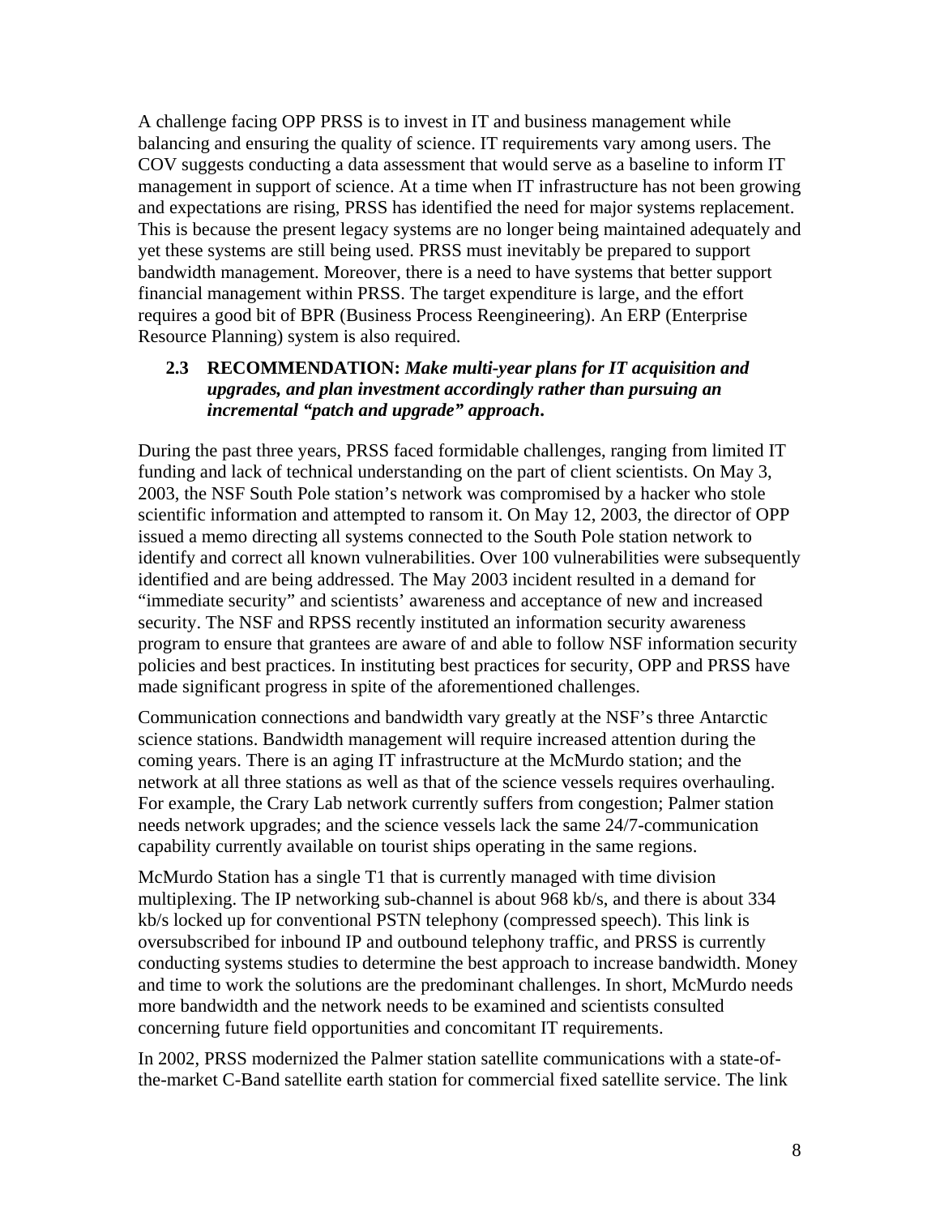A challenge facing OPP PRSS is to invest in IT and business management while balancing and ensuring the quality of science. IT requirements vary among users. The COV suggests conducting a data assessment that would serve as a baseline to inform IT management in support of science. At a time when IT infrastructure has not been growing and expectations are rising, PRSS has identified the need for major systems replacement. This is because the present legacy systems are no longer being maintained adequately and yet these systems are still being used. PRSS must inevitably be prepared to support bandwidth management. Moreover, there is a need to have systems that better support financial management within PRSS. The target expenditure is large, and the effort requires a good bit of BPR (Business Process Reengineering). An ERP (Enterprise Resource Planning) system is also required.

**2.3 RECOMMENDATION:** ***Make multi-year plans for IT acquisition and upgrades, and plan investment accordingly rather than pursuing an incremental "patch and upgrade" approach*.**

During the past three years, PRSS faced formidable challenges, ranging from limited IT funding and lack of technical understanding on the part of client scientists. On May 3, 2003, the NSF South Pole station's network was compromised by a hacker who stole scientific information and attempted to ransom it. On May 12, 2003, the director of OPP issued a memo directing all systems connected to the South Pole station network to identify and correct all known vulnerabilities. Over 100 vulnerabilities were subsequently identified and are being addressed. The May 2003 incident resulted in a demand for "immediate security" and scientists' awareness and acceptance of new and increased security. The NSF and RPSS recently instituted an information security awareness program to ensure that grantees are aware of and able to follow NSF information security policies and best practices. In instituting best practices for security, OPP and PRSS have made significant progress in spite of the aforementioned challenges.

Communication connections and bandwidth vary greatly at the NSF's three Antarctic science stations. Bandwidth management will require increased attention during the coming years. There is an aging IT infrastructure at the McMurdo station; and the network at all three stations as well as that of the science vessels requires overhauling. For example, the Crary Lab network currently suffers from congestion; Palmer station needs network upgrades; and the science vessels lack the same 24/7-communication capability currently available on tourist ships operating in the same regions.

McMurdo Station has a single T1 that is currently managed with time division multiplexing. The IP networking sub-channel is about 968 kb/s, and there is about 334 kb/s locked up for conventional PSTN telephony (compressed speech). This link is oversubscribed for inbound IP and outbound telephony traffic, and PRSS is currently conducting systems studies to determine the best approach to increase bandwidth. Money and time to work the solutions are the predominant challenges. In short, McMurdo needs more bandwidth and the network needs to be examined and scientists consulted concerning future field opportunities and concomitant IT requirements.

In 2002, PRSS modernized the Palmer station satellite communications with a state-of-the-market C-Band satellite earth station for commercial fixed satellite service. The link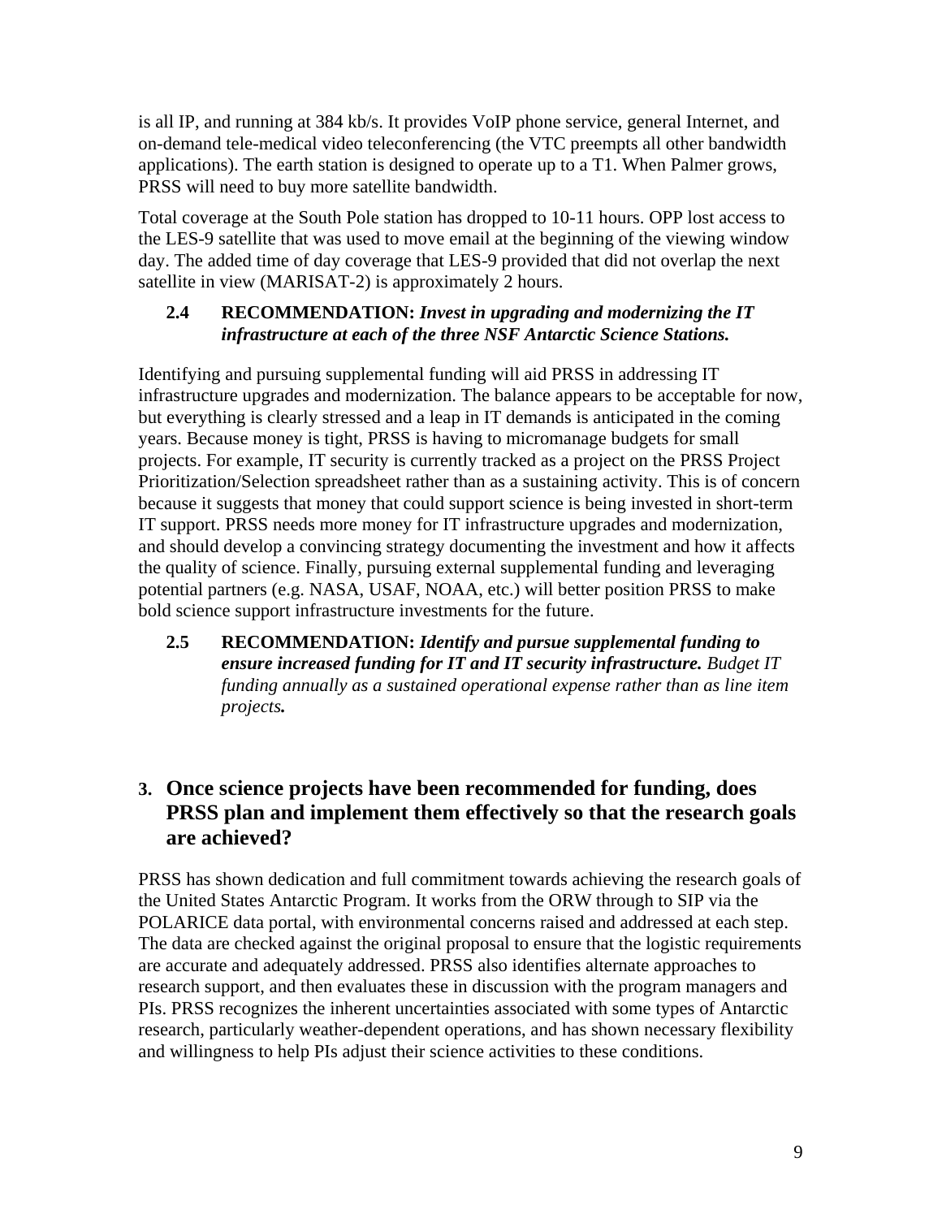is all IP, and running at 384 kb/s. It provides VoIP phone service, general Internet, and on-demand tele-medical video teleconferencing (the VTC preempts all other bandwidth applications). The earth station is designed to operate up to a T1. When Palmer grows, PRSS will need to buy more satellite bandwidth.

Total coverage at the South Pole station has dropped to 10-11 hours. OPP lost access to the LES-9 satellite that was used to move email at the beginning of the viewing window day. The added time of day coverage that LES-9 provided that did not overlap the next satellite in view (MARISAT-2) is approximately 2 hours.

> **2.4 RECOMMENDATION:** ***Invest in upgrading and modernizing the IT infrastructure at each of the three NSF Antarctic Science Stations.***

Identifying and pursuing supplemental funding will aid PRSS in addressing IT infrastructure upgrades and modernization. The balance appears to be acceptable for now, but everything is clearly stressed and a leap in IT demands is anticipated in the coming years. Because money is tight, PRSS is having to micromanage budgets for small projects. For example, IT security is currently tracked as a project on the PRSS Project Prioritization/Selection spreadsheet rather than as a sustaining activity. This is of concern because it suggests that money that could support science is being invested in short-term IT support. PRSS needs more money for IT infrastructure upgrades and modernization, and should develop a convincing strategy documenting the investment and how it affects the quality of science. Finally, pursuing external supplemental funding and leveraging potential partners (e.g. NASA, USAF, NOAA, etc.) will better position PRSS to make bold science support infrastructure investments for the future.

> **2.5 RECOMMENDATION:** ***Identify and pursue supplemental funding to ensure increased funding for IT and IT security infrastructure.*** *Budget IT funding annually as a sustained operational expense rather than as line item projects.*

## 3. Once science projects have been recommended for funding, does PRSS plan and implement them effectively so that the research goals are achieved?

PRSS has shown dedication and full commitment towards achieving the research goals of the United States Antarctic Program. It works from the ORW through to SIP via the POLARICE data portal, with environmental concerns raised and addressed at each step. The data are checked against the original proposal to ensure that the logistic requirements are accurate and adequately addressed. PRSS also identifies alternate approaches to research support, and then evaluates these in discussion with the program managers and PIs. PRSS recognizes the inherent uncertainties associated with some types of Antarctic research, particularly weather-dependent operations, and has shown necessary flexibility and willingness to help PIs adjust their science activities to these conditions.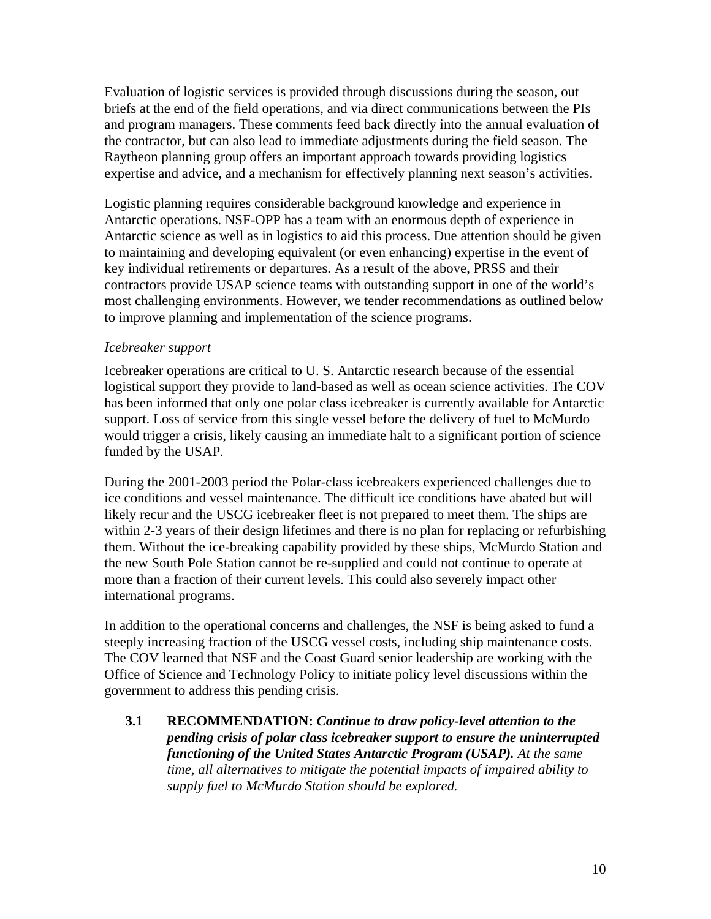Evaluation of logistic services is provided through discussions during the season, out briefs at the end of the field operations, and via direct communications between the PIs and program managers. These comments feed back directly into the annual evaluation of the contractor, but can also lead to immediate adjustments during the field season. The Raytheon planning group offers an important approach towards providing logistics expertise and advice, and a mechanism for effectively planning next season's activities.

Logistic planning requires considerable background knowledge and experience in Antarctic operations. NSF-OPP has a team with an enormous depth of experience in Antarctic science as well as in logistics to aid this process. Due attention should be given to maintaining and developing equivalent (or even enhancing) expertise in the event of key individual retirements or departures. As a result of the above, PRSS and their contractors provide USAP science teams with outstanding support in one of the world's most challenging environments. However, we tender recommendations as outlined below to improve planning and implementation of the science programs.

*Icebreaker support*

Icebreaker operations are critical to U. S. Antarctic research because of the essential logistical support they provide to land-based as well as ocean science activities. The COV has been informed that only one polar class icebreaker is currently available for Antarctic support. Loss of service from this single vessel before the delivery of fuel to McMurdo would trigger a crisis, likely causing an immediate halt to a significant portion of science funded by the USAP.

During the 2001-2003 period the Polar-class icebreakers experienced challenges due to ice conditions and vessel maintenance. The difficult ice conditions have abated but will likely recur and the USCG icebreaker fleet is not prepared to meet them. The ships are within 2-3 years of their design lifetimes and there is no plan for replacing or refurbishing them. Without the ice-breaking capability provided by these ships, McMurdo Station and the new South Pole Station cannot be re-supplied and could not continue to operate at more than a fraction of their current levels. This could also severely impact other international programs.

In addition to the operational concerns and challenges, the NSF is being asked to fund a steeply increasing fraction of the USCG vessel costs, including ship maintenance costs. The COV learned that NSF and the Coast Guard senior leadership are working with the Office of Science and Technology Policy to initiate policy level discussions within the government to address this pending crisis.

**3.1 RECOMMENDATION:** ***Continue to draw policy-level attention to the pending crisis of polar class icebreaker support to ensure the uninterrupted functioning of the United States Antarctic Program (USAP).*** *At the same time, all alternatives to mitigate the potential impacts of impaired ability to supply fuel to McMurdo Station should be explored.*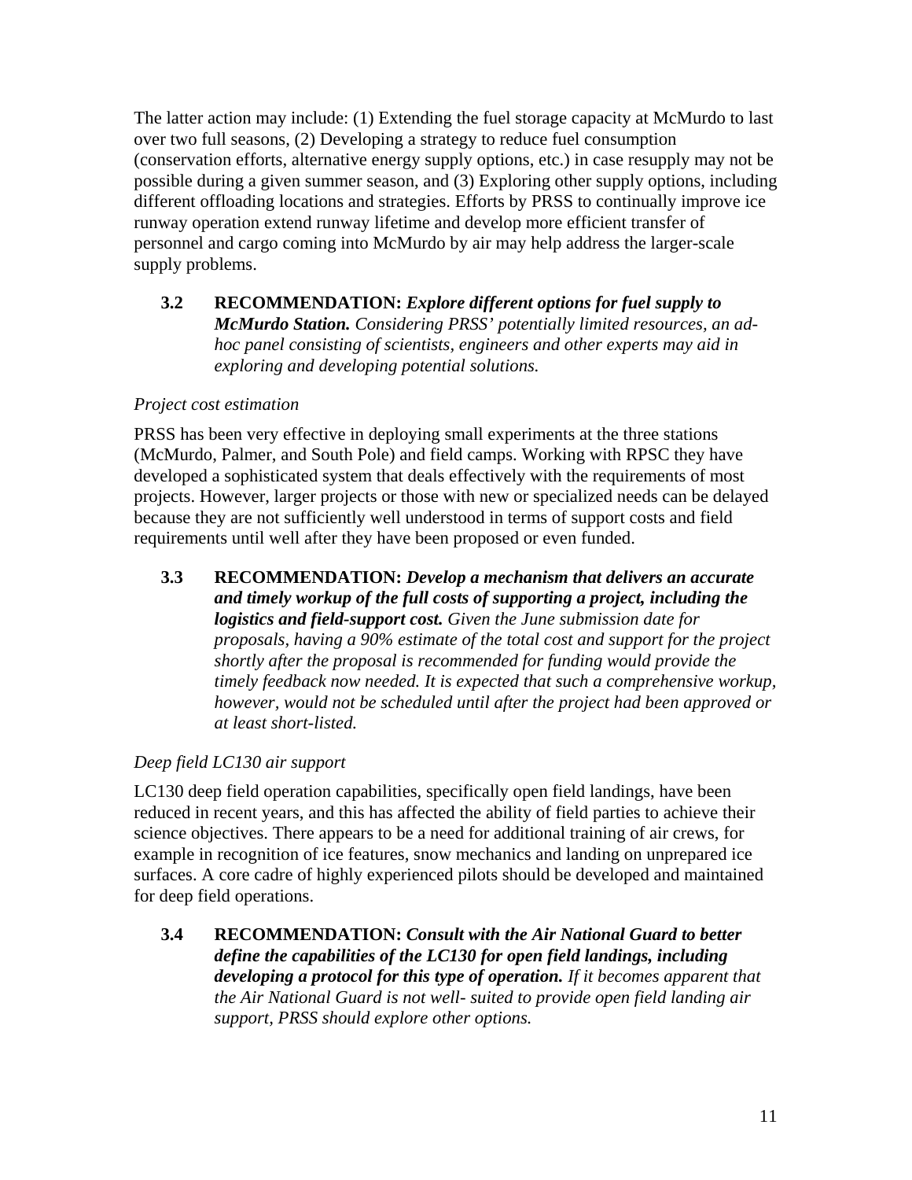The latter action may include: (1) Extending the fuel storage capacity at McMurdo to last over two full seasons, (2) Developing a strategy to reduce fuel consumption (conservation efforts, alternative energy supply options, etc.) in case resupply may not be possible during a given summer season, and (3) Exploring other supply options, including different offloading locations and strategies. Efforts by PRSS to continually improve ice runway operation extend runway lifetime and develop more efficient transfer of personnel and cargo coming into McMurdo by air may help address the larger-scale supply problems.

> **3.2 RECOMMENDATION:** ***Explore different options for fuel supply to McMurdo Station.*** *Considering PRSS' potentially limited resources, an ad-hoc panel consisting of scientists, engineers and other experts may aid in exploring and developing potential solutions.*

*Project cost estimation*

PRSS has been very effective in deploying small experiments at the three stations (McMurdo, Palmer, and South Pole) and field camps. Working with RPSC they have developed a sophisticated system that deals effectively with the requirements of most projects. However, larger projects or those with new or specialized needs can be delayed because they are not sufficiently well understood in terms of support costs and field requirements until well after they have been proposed or even funded.

> **3.3 RECOMMENDATION:** ***Develop a mechanism that delivers an accurate and timely workup of the full costs of supporting a project, including the logistics and field-support cost.*** *Given the June submission date for proposals, having a 90% estimate of the total cost and support for the project shortly after the proposal is recommended for funding would provide the timely feedback now needed. It is expected that such a comprehensive workup, however, would not be scheduled until after the project had been approved or at least short-listed.*

*Deep field LC130 air support*

LC130 deep field operation capabilities, specifically open field landings, have been reduced in recent years, and this has affected the ability of field parties to achieve their science objectives. There appears to be a need for additional training of air crews, for example in recognition of ice features, snow mechanics and landing on unprepared ice surfaces. A core cadre of highly experienced pilots should be developed and maintained for deep field operations.

> **3.4 RECOMMENDATION:** ***Consult with the Air National Guard to better define the capabilities of the LC130 for open field landings, including developing a protocol for this type of operation.*** *If it becomes apparent that the Air National Guard is not well- suited to provide open field landing air support, PRSS should explore other options.*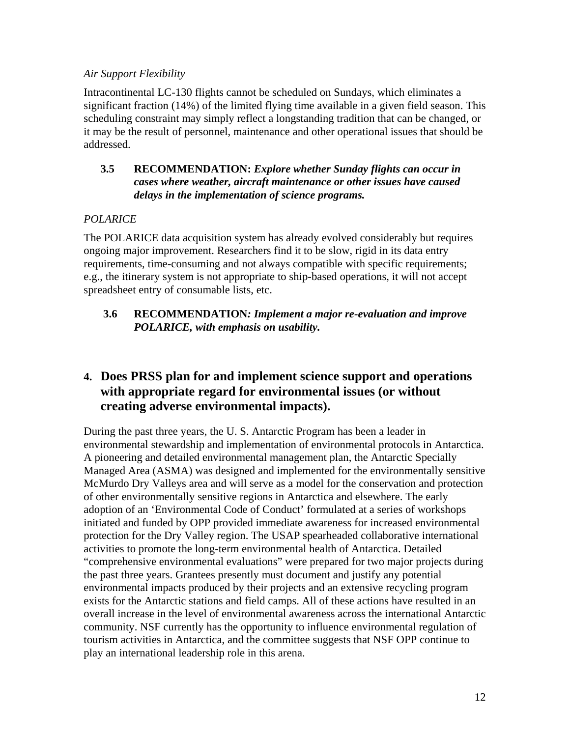*Air Support Flexibility*

Intracontinental LC-130 flights cannot be scheduled on Sundays, which eliminates a significant fraction (14%) of the limited flying time available in a given field season. This scheduling constraint may simply reflect a longstanding tradition that can be changed, or it may be the result of personnel, maintenance and other operational issues that should be addressed.

> **3.5 RECOMMENDATION:** ***Explore whether Sunday flights can occur in cases where weather, aircraft maintenance or other issues have caused delays in the implementation of science programs.***

*POLARICE*

The POLARICE data acquisition system has already evolved considerably but requires ongoing major improvement. Researchers find it to be slow, rigid in its data entry requirements, time-consuming and not always compatible with specific requirements; e.g., the itinerary system is not appropriate to ship-based operations, it will not accept spreadsheet entry of consumable lists, etc.

> **3.6 RECOMMENDATION*****: Implement a major re-evaluation and improve POLARICE, with emphasis on usability.***

## 4. Does PRSS plan for and implement science support and operations with appropriate regard for environmental issues (or without creating adverse environmental impacts).

During the past three years, the U. S. Antarctic Program has been a leader in environmental stewardship and implementation of environmental protocols in Antarctica. A pioneering and detailed environmental management plan, the Antarctic Specially Managed Area (ASMA) was designed and implemented for the environmentally sensitive McMurdo Dry Valleys area and will serve as a model for the conservation and protection of other environmentally sensitive regions in Antarctica and elsewhere. The early adoption of an 'Environmental Code of Conduct' formulated at a series of workshops initiated and funded by OPP provided immediate awareness for increased environmental protection for the Dry Valley region. The USAP spearheaded collaborative international activities to promote the long-term environmental health of Antarctica. Detailed "comprehensive environmental evaluations" were prepared for two major projects during the past three years. Grantees presently must document and justify any potential environmental impacts produced by their projects and an extensive recycling program exists for the Antarctic stations and field camps. All of these actions have resulted in an overall increase in the level of environmental awareness across the international Antarctic community. NSF currently has the opportunity to influence environmental regulation of tourism activities in Antarctica, and the committee suggests that NSF OPP continue to play an international leadership role in this arena.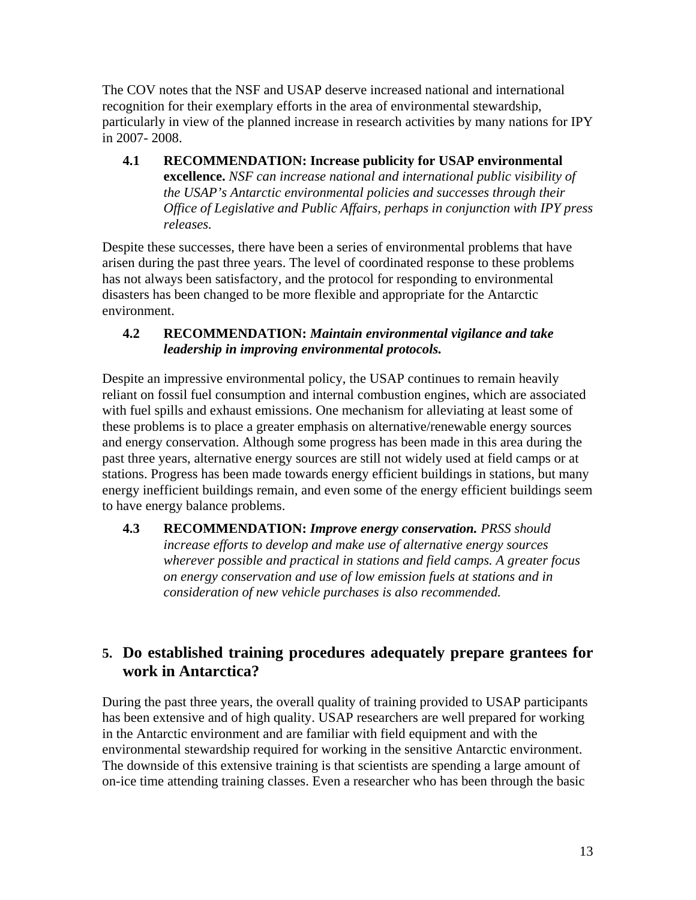The COV notes that the NSF and USAP deserve increased national and international recognition for their exemplary efforts in the area of environmental stewardship, particularly in view of the planned increase in research activities by many nations for IPY in 2007- 2008.

> **4.1 RECOMMENDATION: Increase publicity for USAP environmental excellence.** *NSF can increase national and international public visibility of the USAP's Antarctic environmental policies and successes through their Office of Legislative and Public Affairs, perhaps in conjunction with IPY press releases.*

Despite these successes, there have been a series of environmental problems that have arisen during the past three years. The level of coordinated response to these problems has not always been satisfactory, and the protocol for responding to environmental disasters has been changed to be more flexible and appropriate for the Antarctic environment.

> **4.2 RECOMMENDATION:** ***Maintain environmental vigilance and take leadership in improving environmental protocols.***

Despite an impressive environmental policy, the USAP continues to remain heavily reliant on fossil fuel consumption and internal combustion engines, which are associated with fuel spills and exhaust emissions. One mechanism for alleviating at least some of these problems is to place a greater emphasis on alternative/renewable energy sources and energy conservation. Although some progress has been made in this area during the past three years, alternative energy sources are still not widely used at field camps or at stations. Progress has been made towards energy efficient buildings in stations, but many energy inefficient buildings remain, and even some of the energy efficient buildings seem to have energy balance problems.

> **4.3 RECOMMENDATION:** ***Improve energy conservation.*** *PRSS should increase efforts to develop and make use of alternative energy sources wherever possible and practical in stations and field camps. A greater focus on energy conservation and use of low emission fuels at stations and in consideration of new vehicle purchases is also recommended.*

## 5. Do established training procedures adequately prepare grantees for work in Antarctica?

During the past three years, the overall quality of training provided to USAP participants has been extensive and of high quality. USAP researchers are well prepared for working in the Antarctic environment and are familiar with field equipment and with the environmental stewardship required for working in the sensitive Antarctic environment. The downside of this extensive training is that scientists are spending a large amount of on-ice time attending training classes. Even a researcher who has been through the basic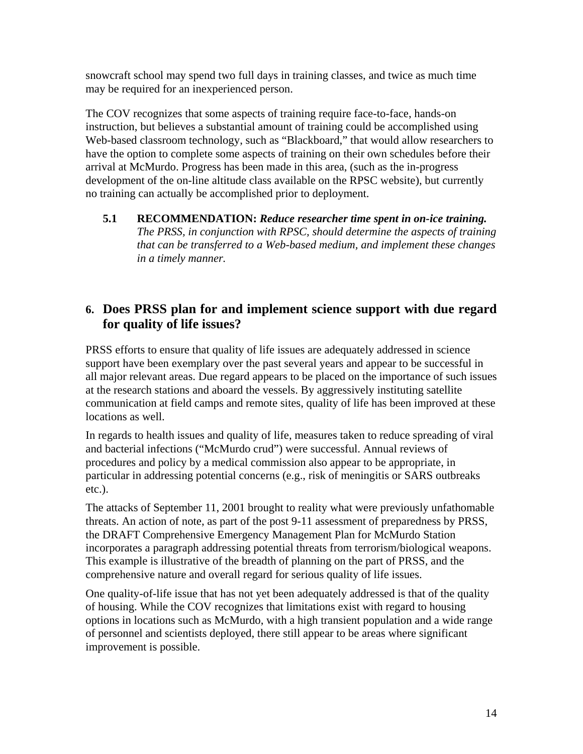snowcraft school may spend two full days in training classes, and twice as much time may be required for an inexperienced person.

The COV recognizes that some aspects of training require face-to-face, hands-on instruction, but believes a substantial amount of training could be accomplished using Web-based classroom technology, such as "Blackboard," that would allow researchers to have the option to complete some aspects of training on their own schedules before their arrival at McMurdo. Progress has been made in this area, (such as the in-progress development of the on-line altitude class available on the RPSC website), but currently no training can actually be accomplished prior to deployment.

> **5.1 RECOMMENDATION:** ***Reduce researcher time spent in on-ice training.*** *The PRSS, in conjunction with RPSC, should determine the aspects of training that can be transferred to a Web-based medium, and implement these changes in a timely manner.*

## 6. Does PRSS plan for and implement science support with due regard for quality of life issues?

PRSS efforts to ensure that quality of life issues are adequately addressed in science support have been exemplary over the past several years and appear to be successful in all major relevant areas. Due regard appears to be placed on the importance of such issues at the research stations and aboard the vessels. By aggressively instituting satellite communication at field camps and remote sites, quality of life has been improved at these locations as well.

In regards to health issues and quality of life, measures taken to reduce spreading of viral and bacterial infections ("McMurdo crud") were successful. Annual reviews of procedures and policy by a medical commission also appear to be appropriate, in particular in addressing potential concerns (e.g., risk of meningitis or SARS outbreaks etc.).

The attacks of September 11, 2001 brought to reality what were previously unfathomable threats. An action of note, as part of the post 9-11 assessment of preparedness by PRSS, the DRAFT Comprehensive Emergency Management Plan for McMurdo Station incorporates a paragraph addressing potential threats from terrorism/biological weapons. This example is illustrative of the breadth of planning on the part of PRSS, and the comprehensive nature and overall regard for serious quality of life issues.

One quality-of-life issue that has not yet been adequately addressed is that of the quality of housing. While the COV recognizes that limitations exist with regard to housing options in locations such as McMurdo, with a high transient population and a wide range of personnel and scientists deployed, there still appear to be areas where significant improvement is possible.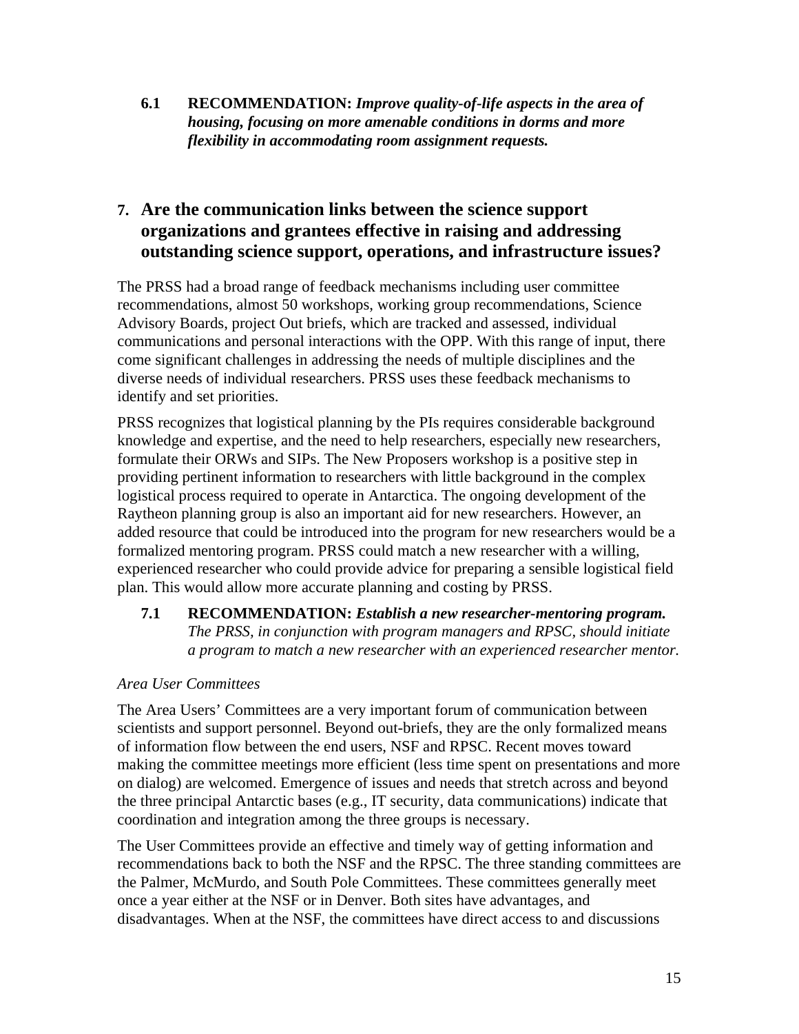**6.1 RECOMMENDATION:** ***Improve quality-of-life aspects in the area of housing, focusing on more amenable conditions in dorms and more flexibility in accommodating room assignment requests.***

## 7. Are the communication links between the science support organizations and grantees effective in raising and addressing outstanding science support, operations, and infrastructure issues?

The PRSS had a broad range of feedback mechanisms including user committee recommendations, almost 50 workshops, working group recommendations, Science Advisory Boards, project Out briefs, which are tracked and assessed, individual communications and personal interactions with the OPP. With this range of input, there come significant challenges in addressing the needs of multiple disciplines and the diverse needs of individual researchers. PRSS uses these feedback mechanisms to identify and set priorities.

PRSS recognizes that logistical planning by the PIs requires considerable background knowledge and expertise, and the need to help researchers, especially new researchers, formulate their ORWs and SIPs. The New Proposers workshop is a positive step in providing pertinent information to researchers with little background in the complex logistical process required to operate in Antarctica. The ongoing development of the Raytheon planning group is also an important aid for new researchers. However, an added resource that could be introduced into the program for new researchers would be a formalized mentoring program. PRSS could match a new researcher with a willing, experienced researcher who could provide advice for preparing a sensible logistical field plan. This would allow more accurate planning and costing by PRSS.

**7.1 RECOMMENDATION:** ***Establish a new researcher-mentoring program.*** *The PRSS, in conjunction with program managers and RPSC, should initiate a program to match a new researcher with an experienced researcher mentor.*

*Area User Committees*

The Area Users' Committees are a very important forum of communication between scientists and support personnel. Beyond out-briefs, they are the only formalized means of information flow between the end users, NSF and RPSC. Recent moves toward making the committee meetings more efficient (less time spent on presentations and more on dialog) are welcomed. Emergence of issues and needs that stretch across and beyond the three principal Antarctic bases (e.g., IT security, data communications) indicate that coordination and integration among the three groups is necessary.

The User Committees provide an effective and timely way of getting information and recommendations back to both the NSF and the RPSC. The three standing committees are the Palmer, McMurdo, and South Pole Committees. These committees generally meet once a year either at the NSF or in Denver. Both sites have advantages, and disadvantages. When at the NSF, the committees have direct access to and discussions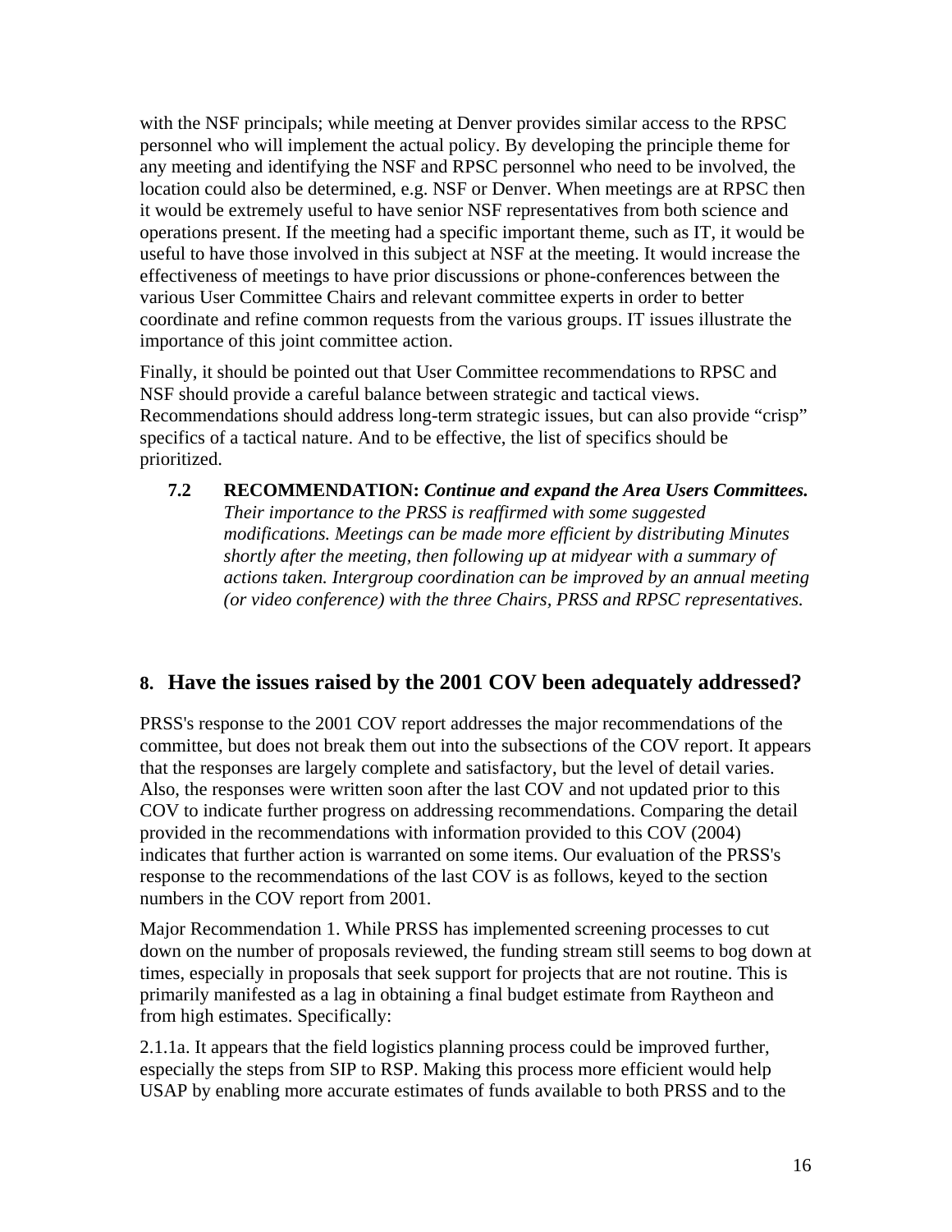with the NSF principals; while meeting at Denver provides similar access to the RPSC personnel who will implement the actual policy. By developing the principle theme for any meeting and identifying the NSF and RPSC personnel who need to be involved, the location could also be determined, e.g. NSF or Denver. When meetings are at RPSC then it would be extremely useful to have senior NSF representatives from both science and operations present. If the meeting had a specific important theme, such as IT, it would be useful to have those involved in this subject at NSF at the meeting. It would increase the effectiveness of meetings to have prior discussions or phone-conferences between the various User Committee Chairs and relevant committee experts in order to better coordinate and refine common requests from the various groups. IT issues illustrate the importance of this joint committee action.

Finally, it should be pointed out that User Committee recommendations to RPSC and NSF should provide a careful balance between strategic and tactical views. Recommendations should address long-term strategic issues, but can also provide "crisp" specifics of a tactical nature. And to be effective, the list of specifics should be prioritized.

**7.2 RECOMMENDATION:** ***Continue and expand the Area Users Committees.*** *Their importance to the PRSS is reaffirmed with some suggested modifications. Meetings can be made more efficient by distributing Minutes shortly after the meeting, then following up at midyear with a summary of actions taken. Intergroup coordination can be improved by an annual meeting (or video conference) with the three Chairs, PRSS and RPSC representatives.*

## 8. Have the issues raised by the 2001 COV been adequately addressed?

PRSS's response to the 2001 COV report addresses the major recommendations of the committee, but does not break them out into the subsections of the COV report. It appears that the responses are largely complete and satisfactory, but the level of detail varies. Also, the responses were written soon after the last COV and not updated prior to this COV to indicate further progress on addressing recommendations. Comparing the detail provided in the recommendations with information provided to this COV (2004) indicates that further action is warranted on some items. Our evaluation of the PRSS's response to the recommendations of the last COV is as follows, keyed to the section numbers in the COV report from 2001.

Major Recommendation 1. While PRSS has implemented screening processes to cut down on the number of proposals reviewed, the funding stream still seems to bog down at times, especially in proposals that seek support for projects that are not routine. This is primarily manifested as a lag in obtaining a final budget estimate from Raytheon and from high estimates. Specifically:

2.1.1a. It appears that the field logistics planning process could be improved further, especially the steps from SIP to RSP. Making this process more efficient would help USAP by enabling more accurate estimates of funds available to both PRSS and to the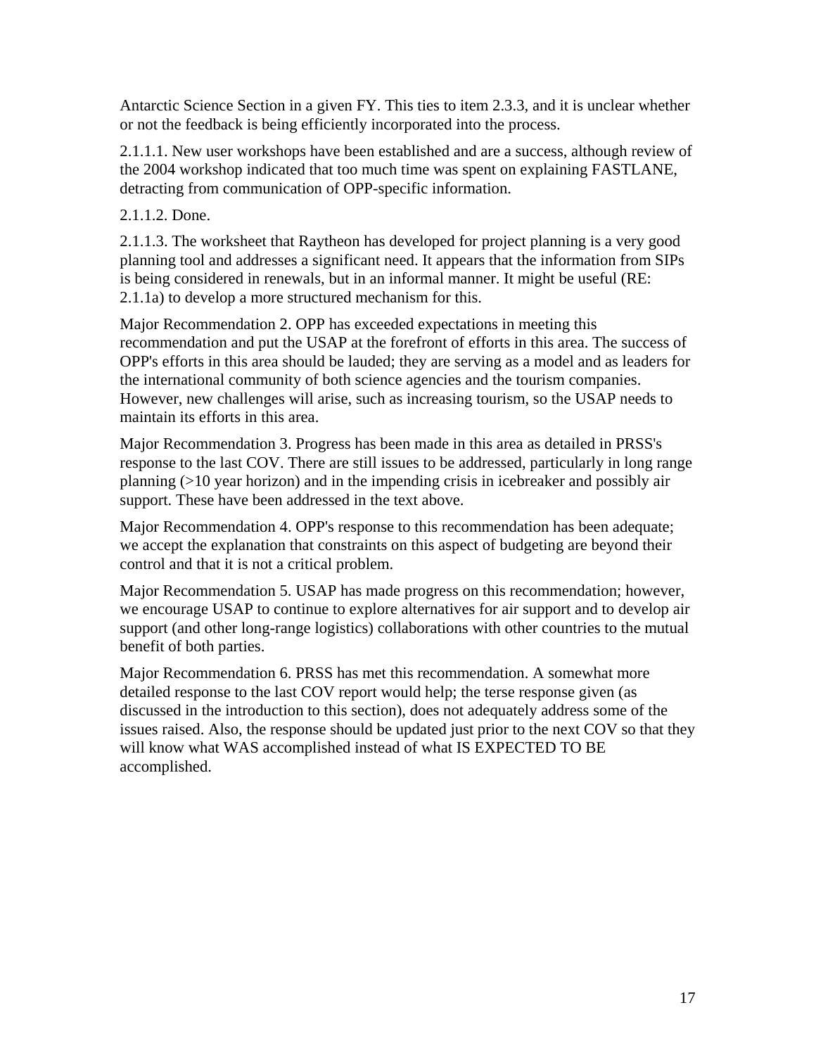Antarctic Science Section in a given FY. This ties to item 2.3.3, and it is unclear whether or not the feedback is being efficiently incorporated into the process.

2.1.1.1. New user workshops have been established and are a success, although review of the 2004 workshop indicated that too much time was spent on explaining FASTLANE, detracting from communication of OPP-specific information.

2.1.1.2. Done.

2.1.1.3. The worksheet that Raytheon has developed for project planning is a very good planning tool and addresses a significant need. It appears that the information from SIPs is being considered in renewals, but in an informal manner. It might be useful (RE: 2.1.1a) to develop a more structured mechanism for this.

Major Recommendation 2. OPP has exceeded expectations in meeting this recommendation and put the USAP at the forefront of efforts in this area. The success of OPP's efforts in this area should be lauded; they are serving as a model and as leaders for the international community of both science agencies and the tourism companies. However, new challenges will arise, such as increasing tourism, so the USAP needs to maintain its efforts in this area.

Major Recommendation 3. Progress has been made in this area as detailed in PRSS's response to the last COV. There are still issues to be addressed, particularly in long range planning (>10 year horizon) and in the impending crisis in icebreaker and possibly air support. These have been addressed in the text above.

Major Recommendation 4. OPP's response to this recommendation has been adequate; we accept the explanation that constraints on this aspect of budgeting are beyond their control and that it is not a critical problem.

Major Recommendation 5. USAP has made progress on this recommendation; however, we encourage USAP to continue to explore alternatives for air support and to develop air support (and other long-range logistics) collaborations with other countries to the mutual benefit of both parties.

Major Recommendation 6. PRSS has met this recommendation. A somewhat more detailed response to the last COV report would help; the terse response given (as discussed in the introduction to this section), does not adequately address some of the issues raised. Also, the response should be updated just prior to the next COV so that they will know what WAS accomplished instead of what IS EXPECTED TO BE accomplished.